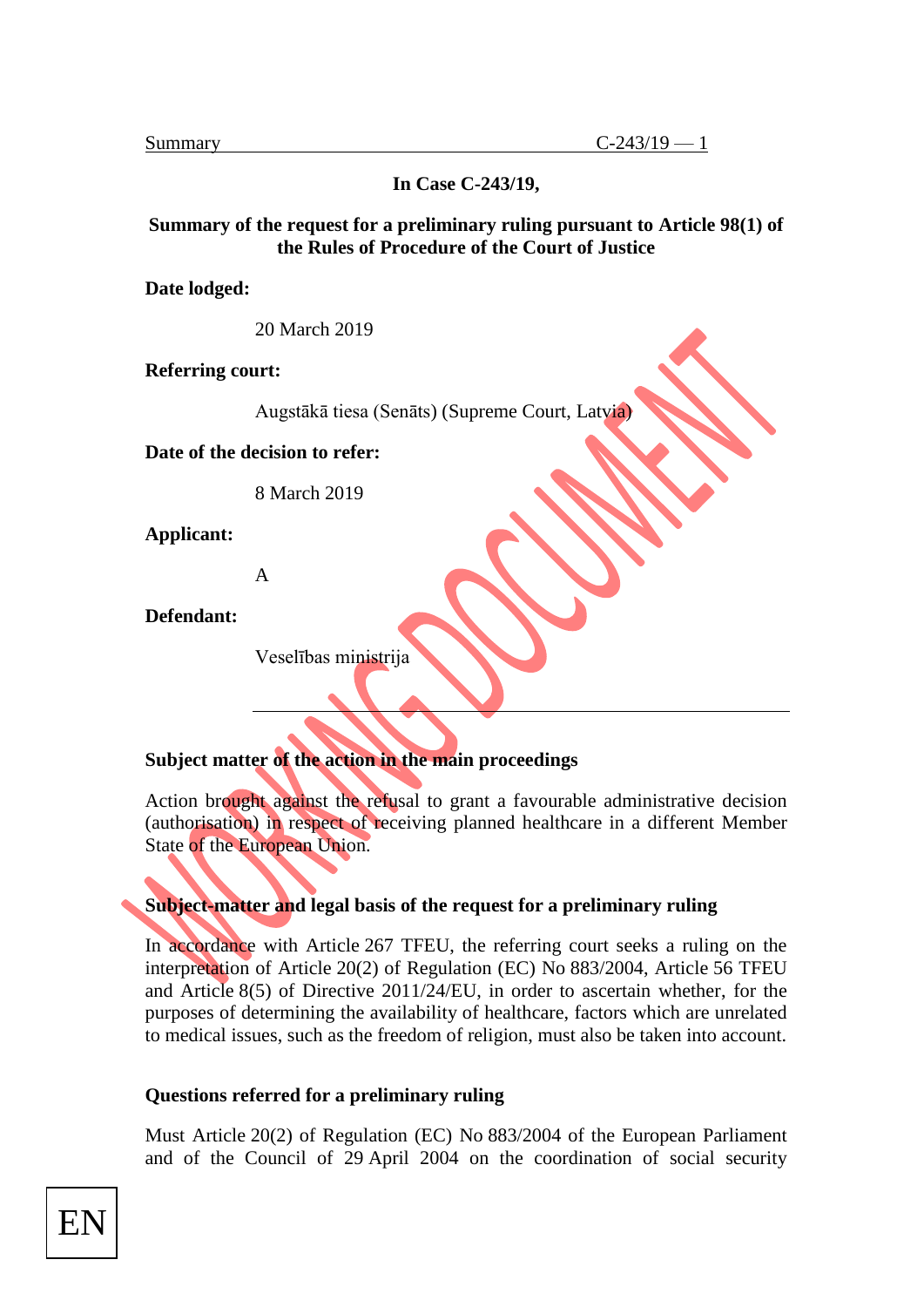**In Case C-243/19,**

**Summary of the request for a preliminary ruling pursuant to Article 98(1) of the Rules of Procedure of the Court of Justice**

**Date lodged:**

20 March 2019

**Referring court:**

Augstākā tiesa (Senāts) (Supreme Court, Latvia)

**Date of the decision to refer:**

8 March 2019

**Applicant:**

A

**Defendant:**

Veselības ministrija

---

**Subject matter of the action in the main proceedings**

Action brought against the refusal to grant a favourable administrative decision (authorisation) in respect of receiving planned healthcare in a different Member State of the European Union.

**Subject-matter and legal basis of the request for a preliminary ruling**

In accordance with Article 267 TFEU, the referring court seeks a ruling on the interpretation of Article 20(2) of Regulation (EC) No 883/2004, Article 56 TFEU and Article 8(5) of Directive 2011/24/EU, in order to ascertain whether, for the purposes of determining the availability of healthcare, factors which are unrelated to medical issues, such as the freedom of religion, must also be taken into account.

**Questions referred for a preliminary ruling**

Must Article 20(2) of Regulation (EC) No 883/2004 of the European Parliament and of the Council of 29 April 2004 on the coordination of social security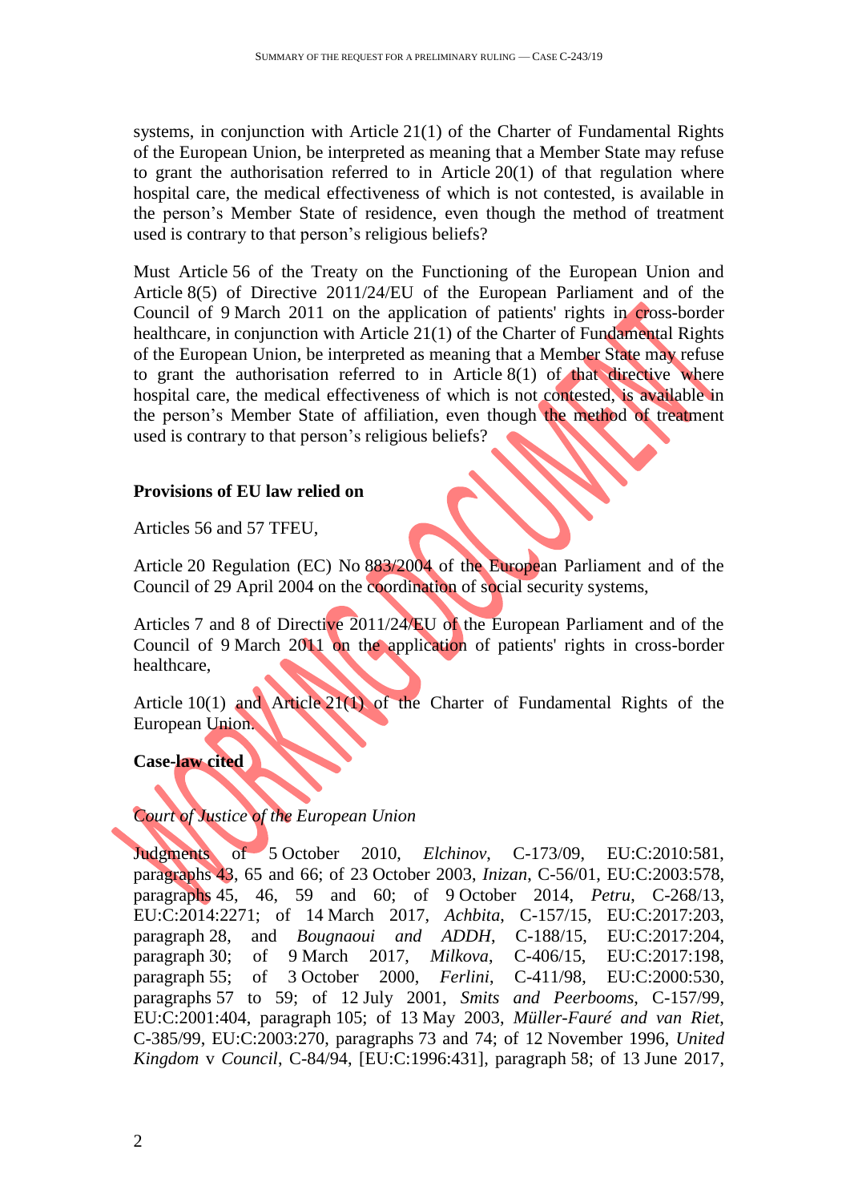systems, in conjunction with Article 21(1) of the Charter of Fundamental Rights of the European Union, be interpreted as meaning that a Member State may refuse to grant the authorisation referred to in Article 20(1) of that regulation where hospital care, the medical effectiveness of which is not contested, is available in the person's Member State of residence, even though the method of treatment used is contrary to that person's religious beliefs?

Must Article 56 of the Treaty on the Functioning of the European Union and Article 8(5) of Directive 2011/24/EU of the European Parliament and of the Council of 9 March 2011 on the application of patients' rights in cross-border healthcare, in conjunction with Article 21(1) of the Charter of Fundamental Rights of the European Union, be interpreted as meaning that a Member State may refuse to grant the authorisation referred to in Article 8(1) of that directive where hospital care, the medical effectiveness of which is not contested, is available in the person's Member State of affiliation, even though the method of treatment used is contrary to that person's religious beliefs?

**Provisions of EU law relied on**

Articles 56 and 57 TFEU,

Article 20 Regulation (EC) No 883/2004 of the European Parliament and of the Council of 29 April 2004 on the coordination of social security systems,

Articles 7 and 8 of Directive 2011/24/EU of the European Parliament and of the Council of 9 March 2011 on the application of patients' rights in cross-border healthcare,

Article 10(1) and Article 21(1) of the Charter of Fundamental Rights of the European Union.

**Case-law cited**

*Court of Justice of the European Union*

Judgments of 5 October 2010, *Elchinov*, C-173/09, EU:C:2010:581, paragraphs 43, 65 and 66; of 23 October 2003, *Inizan*, C-56/01, EU:C:2003:578, paragraphs 45, 46, 59 and 60; of 9 October 2014, *Petru*, C-268/13, EU:C:2014:2271; of 14 March 2017, *Achbita*, C-157/15, EU:C:2017:203, paragraph 28, and *Bougnaoui and ADDH*, C-188/15, EU:C:2017:204, paragraph 30; of 9 March 2017, *Milkova*, C-406/15, EU:C:2017:198, paragraph 55; of 3 October 2000, *Ferlini*, C-411/98, EU:C:2000:530, paragraphs 57 to 59; of 12 July 2001, *Smits and Peerbooms*, C-157/99, EU:C:2001:404, paragraph 105; of 13 May 2003, *Müller-Fauré and van Riet*, C-385/99, EU:C:2003:270, paragraphs 73 and 74; of 12 November 1996, *United Kingdom* v *Council*, C-84/94, [EU:C:1996:431], paragraph 58; of 13 June 2017,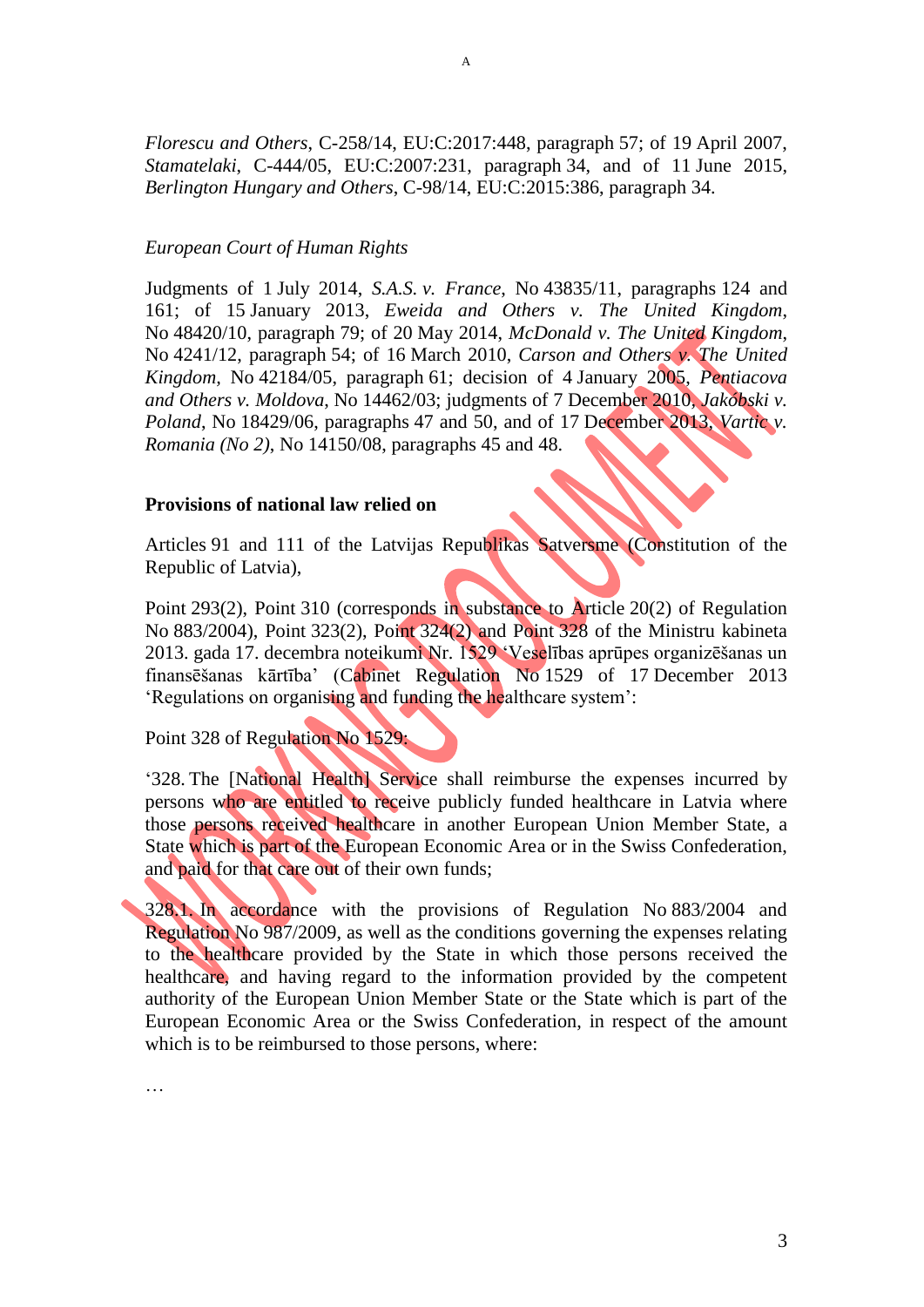*Florescu and Others*, C-258/14, EU:C:2017:448, paragraph 57; of 19 April 2007, *Stamatelaki*, C-444/05, EU:C:2007:231, paragraph 34, and of 11 June 2015, *Berlington Hungary and Others*, C-98/14, EU:C:2015:386, paragraph 34.

*European Court of Human Rights*

Judgments of 1 July 2014, *S.A.S. v. France*, No 43835/11, paragraphs 124 and 161; of 15 January 2013, *Eweida and Others v. The United Kingdom*, No 48420/10, paragraph 79; of 20 May 2014, *McDonald v. The United Kingdom*, No 4241/12, paragraph 54; of 16 March 2010, *Carson and Others v. The United Kingdom*, No 42184/05, paragraph 61; decision of 4 January 2005, *Pentiacova and Others v. Moldova*, No 14462/03; judgments of 7 December 2010, *Jakóbski v. Poland*, No 18429/06, paragraphs 47 and 50, and of 17 December 2013, *Vartic v. Romania (No 2)*, No 14150/08, paragraphs 45 and 48.

**Provisions of national law relied on**

Articles 91 and 111 of the Latvijas Republikas Satversme (Constitution of the Republic of Latvia),

Point 293(2), Point 310 (corresponds in substance to Article 20(2) of Regulation No 883/2004), Point 323(2), Point 324(2) and Point 328 of the Ministru kabineta 2013. gada 17. decembra noteikumi Nr. 1529 'Veselības aprūpes organizēšanas un finansēšanas kārtība' (Cabinet Regulation No 1529 of 17 December 2013 'Regulations on organising and funding the healthcare system':

Point 328 of Regulation No 1529:

'328. The [National Health] Service shall reimburse the expenses incurred by persons who are entitled to receive publicly funded healthcare in Latvia where those persons received healthcare in another European Union Member State, a State which is part of the European Economic Area or in the Swiss Confederation, and paid for that care out of their own funds;

328.1. In accordance with the provisions of Regulation No 883/2004 and Regulation No 987/2009, as well as the conditions governing the expenses relating to the healthcare provided by the State in which those persons received the healthcare, and having regard to the information provided by the competent authority of the European Union Member State or the State which is part of the European Economic Area or the Swiss Confederation, in respect of the amount which is to be reimbursed to those persons, where:

…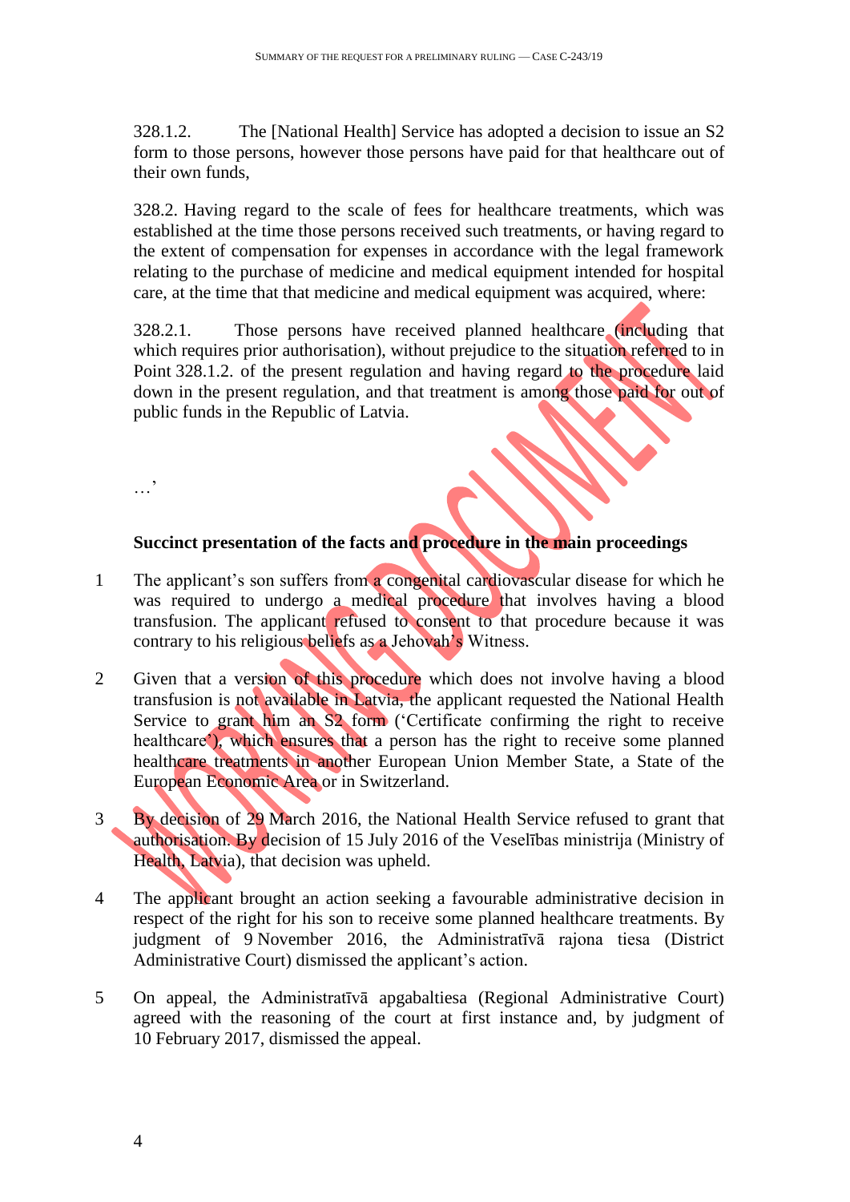328.1.2. The [National Health] Service has adopted a decision to issue an S2 form to those persons, however those persons have paid for that healthcare out of their own funds,

328.2. Having regard to the scale of fees for healthcare treatments, which was established at the time those persons received such treatments, or having regard to the extent of compensation for expenses in accordance with the legal framework relating to the purchase of medicine and medical equipment intended for hospital care, at the time that that medicine and medical equipment was acquired, where:

328.2.1. Those persons have received planned healthcare (including that which requires prior authorisation), without prejudice to the situation referred to in Point 328.1.2. of the present regulation and having regard to the procedure laid down in the present regulation, and that treatment is among those paid for out of public funds in the Republic of Latvia.

…'

**Succinct presentation of the facts and procedure in the main proceedings**

1 The applicant's son suffers from a congenital cardiovascular disease for which he was required to undergo a medical procedure that involves having a blood transfusion. The applicant refused to consent to that procedure because it was contrary to his religious beliefs as a Jehovah's Witness.

2 Given that a version of this procedure which does not involve having a blood transfusion is not available in Latvia, the applicant requested the National Health Service to grant him an S2 form ('Certificate confirming the right to receive healthcare'), which ensures that a person has the right to receive some planned healthcare treatments in another European Union Member State, a State of the European Economic Area or in Switzerland.

3 By decision of 29 March 2016, the National Health Service refused to grant that authorisation. By decision of 15 July 2016 of the Veselības ministrija (Ministry of Health, Latvia), that decision was upheld.

4 The applicant brought an action seeking a favourable administrative decision in respect of the right for his son to receive some planned healthcare treatments. By judgment of 9 November 2016, the Administratīvā rajona tiesa (District Administrative Court) dismissed the applicant's action.

5 On appeal, the Administratīvā apgabaltiesa (Regional Administrative Court) agreed with the reasoning of the court at first instance and, by judgment of 10 February 2017, dismissed the appeal.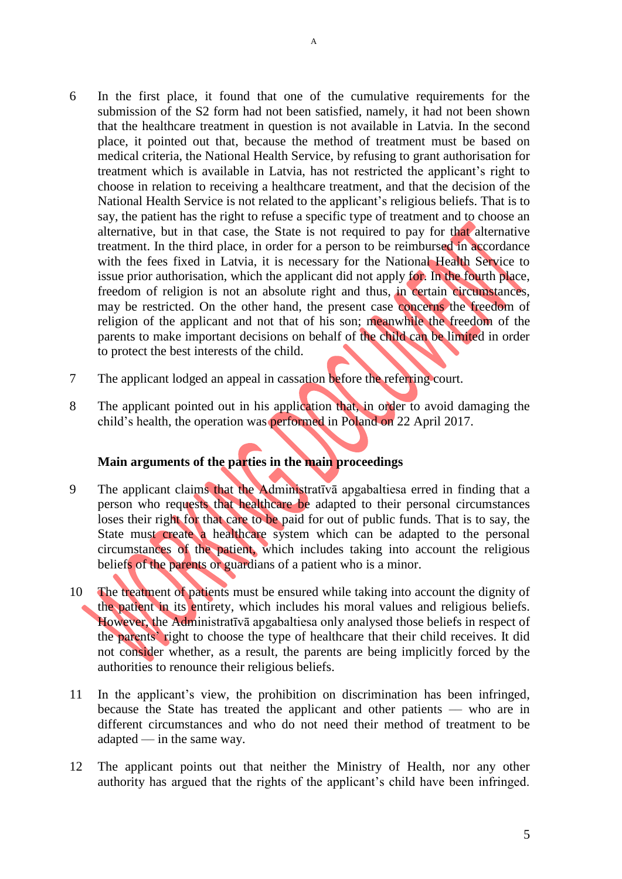6 In the first place, it found that one of the cumulative requirements for the submission of the S2 form had not been satisfied, namely, it had not been shown that the healthcare treatment in question is not available in Latvia. In the second place, it pointed out that, because the method of treatment must be based on medical criteria, the National Health Service, by refusing to grant authorisation for treatment which is available in Latvia, has not restricted the applicant's right to choose in relation to receiving a healthcare treatment, and that the decision of the National Health Service is not related to the applicant's religious beliefs. That is to say, the patient has the right to refuse a specific type of treatment and to choose an alternative, but in that case, the State is not required to pay for that alternative treatment. In the third place, in order for a person to be reimbursed in accordance with the fees fixed in Latvia, it is necessary for the National Health Service to issue prior authorisation, which the applicant did not apply for. In the fourth place, freedom of religion is not an absolute right and thus, in certain circumstances, may be restricted. On the other hand, the present case concerns the freedom of religion of the applicant and not that of his son; meanwhile the freedom of the parents to make important decisions on behalf of the child can be limited in order to protect the best interests of the child.

7 The applicant lodged an appeal in cassation before the referring court.

8 The applicant pointed out in his application that, in order to avoid damaging the child's health, the operation was performed in Poland on 22 April 2017.

**Main arguments of the parties in the main proceedings**

9 The applicant claims that the Administratīvā apgabaltiesa erred in finding that a person who requests that healthcare be adapted to their personal circumstances loses their right for that care to be paid for out of public funds. That is to say, the State must create a healthcare system which can be adapted to the personal circumstances of the patient, which includes taking into account the religious beliefs of the parents or guardians of a patient who is a minor.

10 The treatment of patients must be ensured while taking into account the dignity of the patient in its entirety, which includes his moral values and religious beliefs. However, the Administratīvā apgabaltiesa only analysed those beliefs in respect of the parents' right to choose the type of healthcare that their child receives. It did not consider whether, as a result, the parents are being implicitly forced by the authorities to renounce their religious beliefs.

11 In the applicant's view, the prohibition on discrimination has been infringed, because the State has treated the applicant and other patients — who are in different circumstances and who do not need their method of treatment to be adapted — in the same way.

12 The applicant points out that neither the Ministry of Health, nor any other authority has argued that the rights of the applicant's child have been infringed.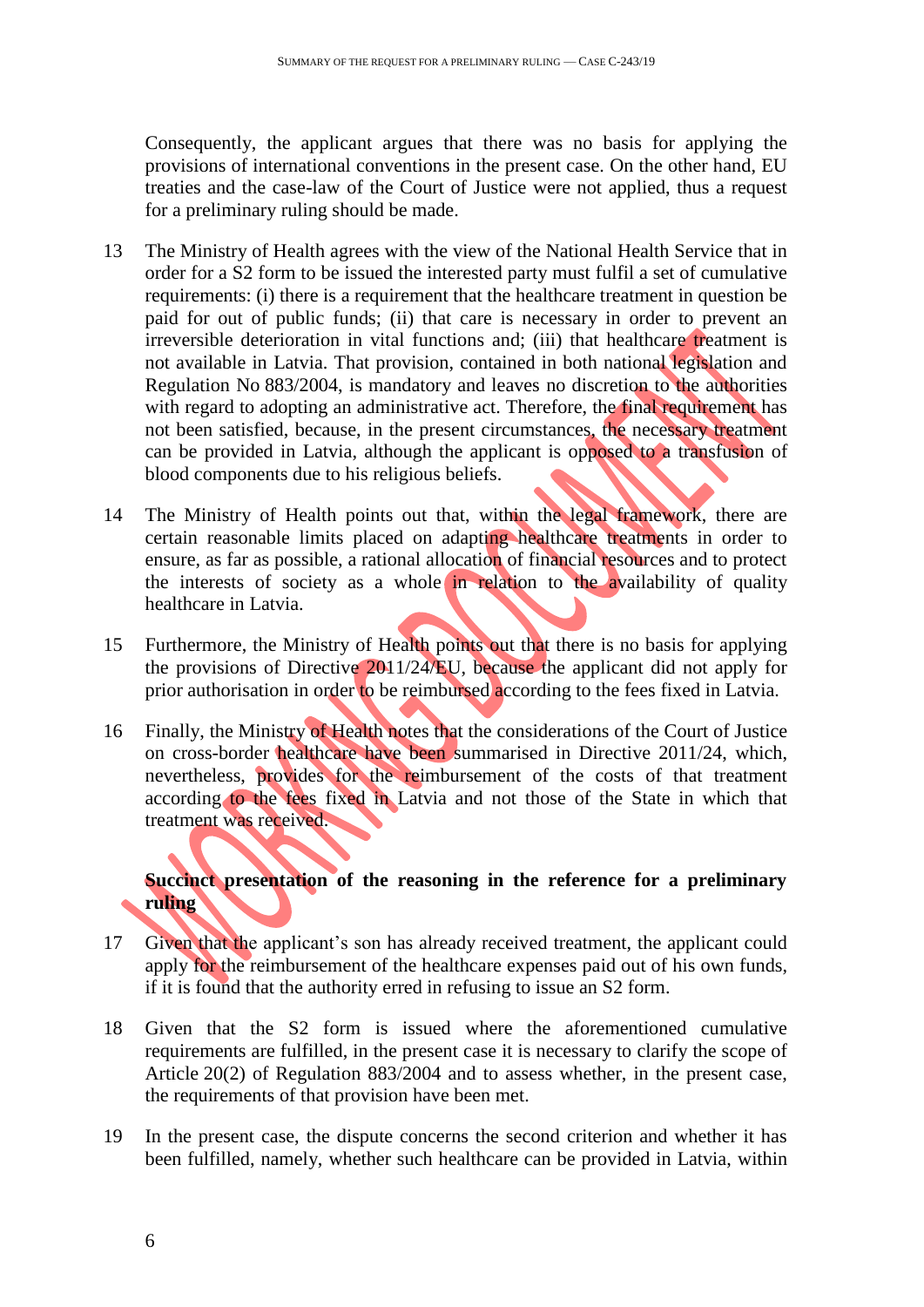Consequently, the applicant argues that there was no basis for applying the provisions of international conventions in the present case. On the other hand, EU treaties and the case-law of the Court of Justice were not applied, thus a request for a preliminary ruling should be made.

13 The Ministry of Health agrees with the view of the National Health Service that in order for a S2 form to be issued the interested party must fulfil a set of cumulative requirements: (i) there is a requirement that the healthcare treatment in question be paid for out of public funds; (ii) that care is necessary in order to prevent an irreversible deterioration in vital functions and; (iii) that healthcare treatment is not available in Latvia. That provision, contained in both national legislation and Regulation No 883/2004, is mandatory and leaves no discretion to the authorities with regard to adopting an administrative act. Therefore, the final requirement has not been satisfied, because, in the present circumstances, the necessary treatment can be provided in Latvia, although the applicant is opposed to a transfusion of blood components due to his religious beliefs.

14 The Ministry of Health points out that, within the legal framework, there are certain reasonable limits placed on adapting healthcare treatments in order to ensure, as far as possible, a rational allocation of financial resources and to protect the interests of society as a whole in relation to the availability of quality healthcare in Latvia.

15 Furthermore, the Ministry of Health points out that there is no basis for applying the provisions of Directive 2011/24/EU, because the applicant did not apply for prior authorisation in order to be reimbursed according to the fees fixed in Latvia.

16 Finally, the Ministry of Health notes that the considerations of the Court of Justice on cross-border healthcare have been summarised in Directive 2011/24, which, nevertheless, provides for the reimbursement of the costs of that treatment according to the fees fixed in Latvia and not those of the State in which that treatment was received.

**Succinct presentation of the reasoning in the reference for a preliminary ruling**

17 Given that the applicant's son has already received treatment, the applicant could apply for the reimbursement of the healthcare expenses paid out of his own funds, if it is found that the authority erred in refusing to issue an S2 form.

18 Given that the S2 form is issued where the aforementioned cumulative requirements are fulfilled, in the present case it is necessary to clarify the scope of Article 20(2) of Regulation 883/2004 and to assess whether, in the present case, the requirements of that provision have been met.

19 In the present case, the dispute concerns the second criterion and whether it has been fulfilled, namely, whether such healthcare can be provided in Latvia, within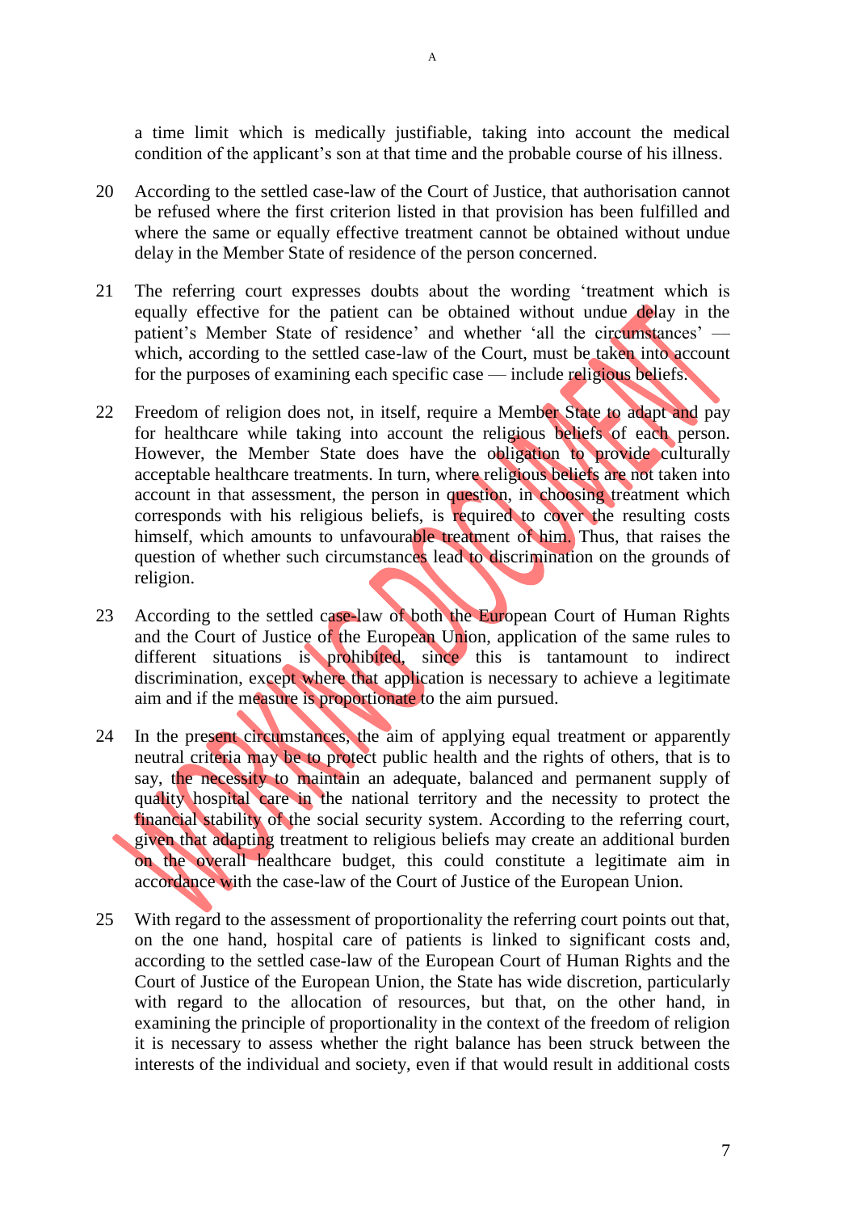a time limit which is medically justifiable, taking into account the medical condition of the applicant's son at that time and the probable course of his illness.

20 According to the settled case-law of the Court of Justice, that authorisation cannot be refused where the first criterion listed in that provision has been fulfilled and where the same or equally effective treatment cannot be obtained without undue delay in the Member State of residence of the person concerned.

21 The referring court expresses doubts about the wording 'treatment which is equally effective for the patient can be obtained without undue delay in the patient's Member State of residence' and whether 'all the circumstances' — which, according to the settled case-law of the Court, must be taken into account for the purposes of examining each specific case — include religious beliefs.

22 Freedom of religion does not, in itself, require a Member State to adapt and pay for healthcare while taking into account the religious beliefs of each person. However, the Member State does have the obligation to provide culturally acceptable healthcare treatments. In turn, where religious beliefs are not taken into account in that assessment, the person in question, in choosing treatment which corresponds with his religious beliefs, is required to cover the resulting costs himself, which amounts to unfavourable treatment of him. Thus, that raises the question of whether such circumstances lead to discrimination on the grounds of religion.

23 According to the settled case-law of both the European Court of Human Rights and the Court of Justice of the European Union, application of the same rules to different situations is prohibited, since this is tantamount to indirect discrimination, except where that application is necessary to achieve a legitimate aim and if the measure is proportionate to the aim pursued.

24 In the present circumstances, the aim of applying equal treatment or apparently neutral criteria may be to protect public health and the rights of others, that is to say, the necessity to maintain an adequate, balanced and permanent supply of quality hospital care in the national territory and the necessity to protect the financial stability of the social security system. According to the referring court, given that adapting treatment to religious beliefs may create an additional burden on the overall healthcare budget, this could constitute a legitimate aim in accordance with the case-law of the Court of Justice of the European Union.

25 With regard to the assessment of proportionality the referring court points out that, on the one hand, hospital care of patients is linked to significant costs and, according to the settled case-law of the European Court of Human Rights and the Court of Justice of the European Union, the State has wide discretion, particularly with regard to the allocation of resources, but that, on the other hand, in examining the principle of proportionality in the context of the freedom of religion it is necessary to assess whether the right balance has been struck between the interests of the individual and society, even if that would result in additional costs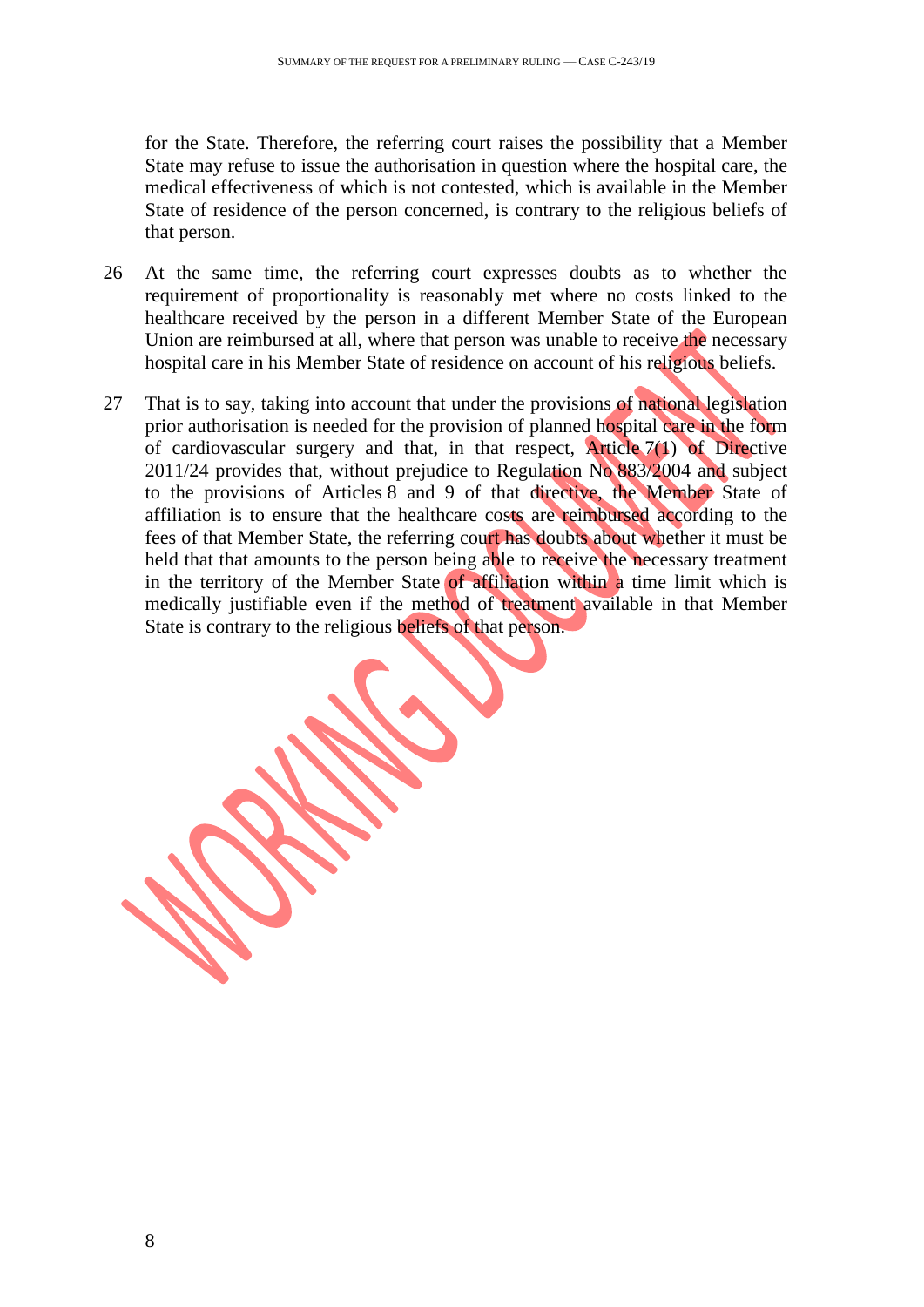for the State. Therefore, the referring court raises the possibility that a Member State may refuse to issue the authorisation in question where the hospital care, the medical effectiveness of which is not contested, which is available in the Member State of residence of the person concerned, is contrary to the religious beliefs of that person.

26 At the same time, the referring court expresses doubts as to whether the requirement of proportionality is reasonably met where no costs linked to the healthcare received by the person in a different Member State of the European Union are reimbursed at all, where that person was unable to receive the necessary hospital care in his Member State of residence on account of his religious beliefs.

27 That is to say, taking into account that under the provisions of national legislation prior authorisation is needed for the provision of planned hospital care in the form of cardiovascular surgery and that, in that respect, Article 7(1) of Directive 2011/24 provides that, without prejudice to Regulation No 883/2004 and subject to the provisions of Articles 8 and 9 of that directive, the Member State of affiliation is to ensure that the healthcare costs are reimbursed according to the fees of that Member State, the referring court has doubts about whether it must be held that that amounts to the person being able to receive the necessary treatment in the territory of the Member State of affiliation within a time limit which is medically justifiable even if the method of treatment available in that Member State is contrary to the religious beliefs of that person.